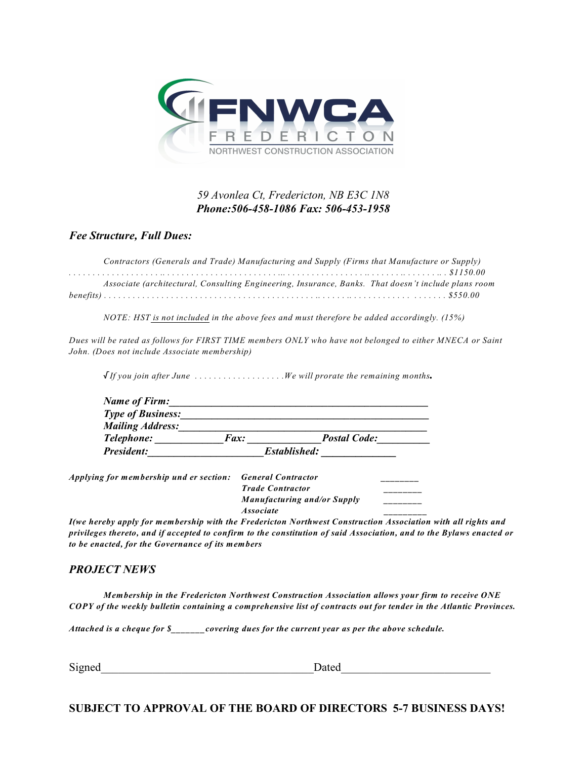FNWCA
FREDERICTON
NORTHWEST CONSTRUCTION ASSOCIATION

*59 Avonlea Ct, Fredericton, NB E3C 1N8*
***Phone:506-458-1086 Fax: 506-453-1958***

## *Fee Structure, Full Dues:*

*Contractors (Generals and Trade) Manufacturing and Supply (Firms that Manufacture or Supply) . . . . . . . . . . . . . . . . . . . . . . . . . . . . . . . . . . . . . . . . . . . . . . . . . . . . . . . . . . . . . . . . . . . . . . . . . $1150.00*

*Associate (architectural, Consulting Engineering, Insurance, Banks. That doesn't include plans room benefits) . . . . . . . . . . . . . . . . . . . . . . . . . . . . . . . . . . . . . . . . . . . . . . . . . . . . . . . . . . . . . . . . . . . . . $550.00*

*NOTE: HST is not included in the above fees and must therefore be added accordingly. (15%)*

*Dues will be rated as follows for FIRST TIME members ONLY who have not belonged to either MNECA or Saint John. (Does not include Associate membership)*

*√ If you join after June . . . . . . . . . . . . . . . . . . .We will prorate the remaining months.*

***Name of Firm:***_______________________________________________
***Type of Business:***_______________________________________________
***Mailing Address:***_______________________________________________
***Telephone:*** ____________ ***Fax:*** ____________ ***Postal Code:***_________
***President:***_____________________ ***Established:*** ______________

***Applying for membership und er section:***

| | |
|---|---|
| ***General Contractor*** | ________ |
| ***Trade Contractor*** | ________ |
| ***Manufacturing and/or Supply*** | ________ |
| ***Associate*** | ________ |

***I(we hereby apply for membership with the Fredericton Northwest Construction Association with all rights and privileges thereto, and if accepted to confirm to the constitution of said Association, and to the Bylaws enacted or to be enacted, for the Governance of its members***

## *PROJECT NEWS*

***Membership in the Fredericton Northwest Construction Association allows your firm to receive ONE COPY of the weekly bulletin containing a comprehensive list of contracts out for tender in the Atlantic Provinces.***

***Attached is a cheque for $_______covering dues for the current year as per the above schedule.***

Signed_____________________________________ Dated__________________________

**SUBJECT TO APPROVAL OF THE BOARD OF DIRECTORS 5-7 BUSINESS DAYS!**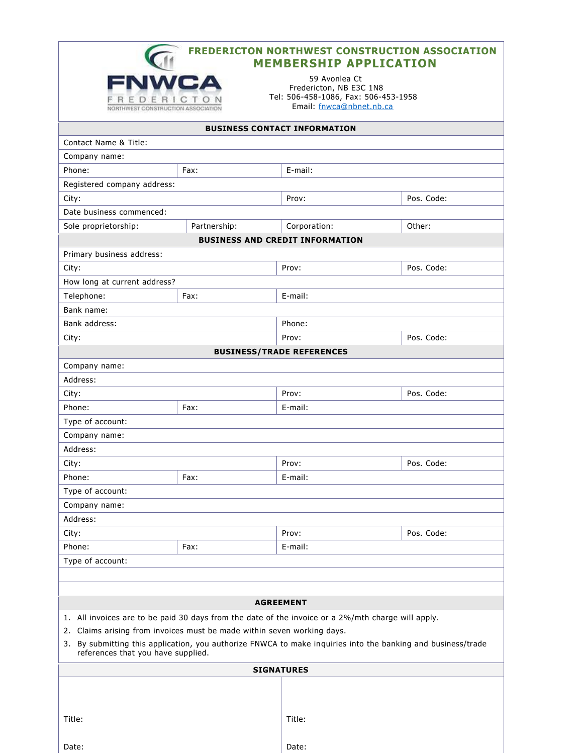# FREDERICTON NORTHWEST CONSTRUCTION ASSOCIATION

## MEMBERSHIP APPLICATION

59 Avonlea Ct
Fredericton, NB E3C 1N8
Tel: 506-458-1086, Fax: 506-453-1958
Email: fnwca@nbnet.nb.ca

### BUSINESS CONTACT INFORMATION

| Contact Name & Title: | | | |
|---|---|---|---|
| Company name: | | | |
| Phone: | Fax: | E-mail: | |
| Registered company address: | | | |
| City: | | Prov: | Pos. Code: |
| Date business commenced: | | | |
| Sole proprietorship: | Partnership: | Corporation: | Other: |

### BUSINESS AND CREDIT INFORMATION

| Primary business address: | | | |
|---|---|---|---|
| City: | | Prov: | Pos. Code: |
| How long at current address? | | | |
| Telephone: | Fax: | E-mail: | |
| Bank name: | | | |
| Bank address: | | Phone: | |
| City: | | Prov: | Pos. Code: |

### BUSINESS/TRADE REFERENCES

| Company name: | | | |
|---|---|---|---|
| Address: | | | |
| City: | | Prov: | Pos. Code: |
| Phone: | Fax: | E-mail: | |
| Type of account: | | | |
| Company name: | | | |
| Address: | | | |
| City: | | Prov: | Pos. Code: |
| Phone: | Fax: | E-mail: | |
| Type of account: | | | |
| Company name: | | | |
| Address: | | | |
| City: | | Prov: | Pos. Code: |
| Phone: | Fax: | E-mail: | |
| Type of account: | | | |

### AGREEMENT

1. All invoices are to be paid 30 days from the date of the invoice or a 2%/mth charge will apply.
2. Claims arising from invoices must be made within seven working days.
3. By submitting this application, you authorize FNWCA to make inquiries into the banking and business/trade references that you have supplied.

### SIGNATURES

| | |
|---|---|
| Title: | Title: |
| Date: | Date: |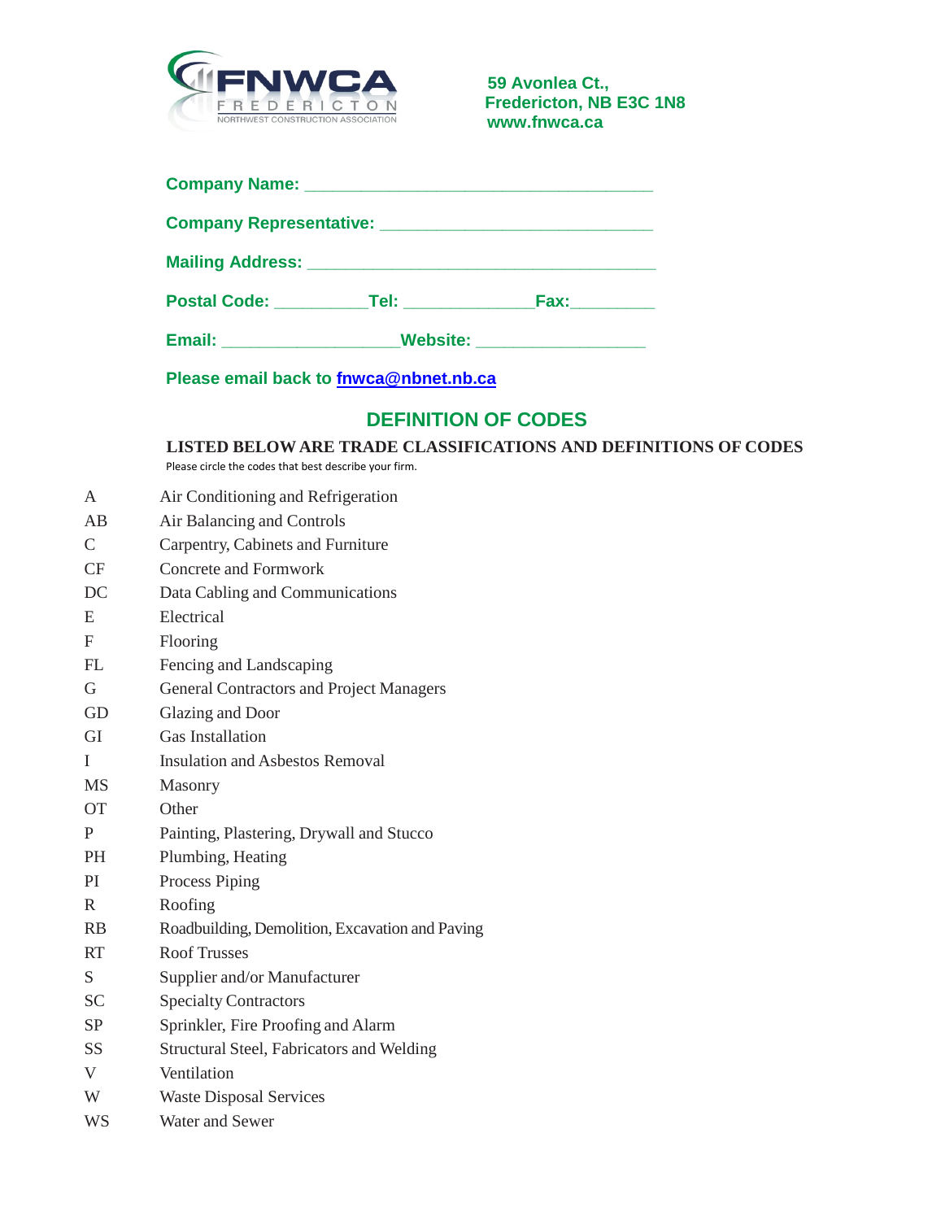FNWCA
FREDERICTON
NORTHWEST CONSTRUCTION ASSOCIATION

59 Avonlea Ct.,
Fredericton, NB E3C 1N8
www.fnwca.ca

**Company Name:** ____________________________________

**Company Representative:** ____________________________

**Mailing Address:** ____________________________________

**Postal Code:** __________**Tel:** ______________**Fax:**_________

**Email:** ___________________**Website:** __________________

**Please email back to fnwca@nbnet.nb.ca**

## DEFINITION OF CODES

**LISTED BELOW ARE TRADE CLASSIFICATIONS AND DEFINITIONS OF CODES**

Please circle the codes that best describe your firm.

| | |
|---|---|
| A | Air Conditioning and Refrigeration |
| AB | Air Balancing and Controls |
| C | Carpentry, Cabinets and Furniture |
| CF | Concrete and Formwork |
| DC | Data Cabling and Communications |
| E | Electrical |
| F | Flooring |
| FL | Fencing and Landscaping |
| G | General Contractors and Project Managers |
| GD | Glazing and Door |
| GI | Gas Installation |
| I | Insulation and Asbestos Removal |
| MS | Masonry |
| OT | Other |
| P | Painting, Plastering, Drywall and Stucco |
| PH | Plumbing, Heating |
| PI | Process Piping |
| R | Roofing |
| RB | Roadbuilding, Demolition, Excavation and Paving |
| RT | Roof Trusses |
| S | Supplier and/or Manufacturer |
| SC | Specialty Contractors |
| SP | Sprinkler, Fire Proofing and Alarm |
| SS | Structural Steel, Fabricators and Welding |
| V | Ventilation |
| W | Waste Disposal Services |
| WS | Water and Sewer |